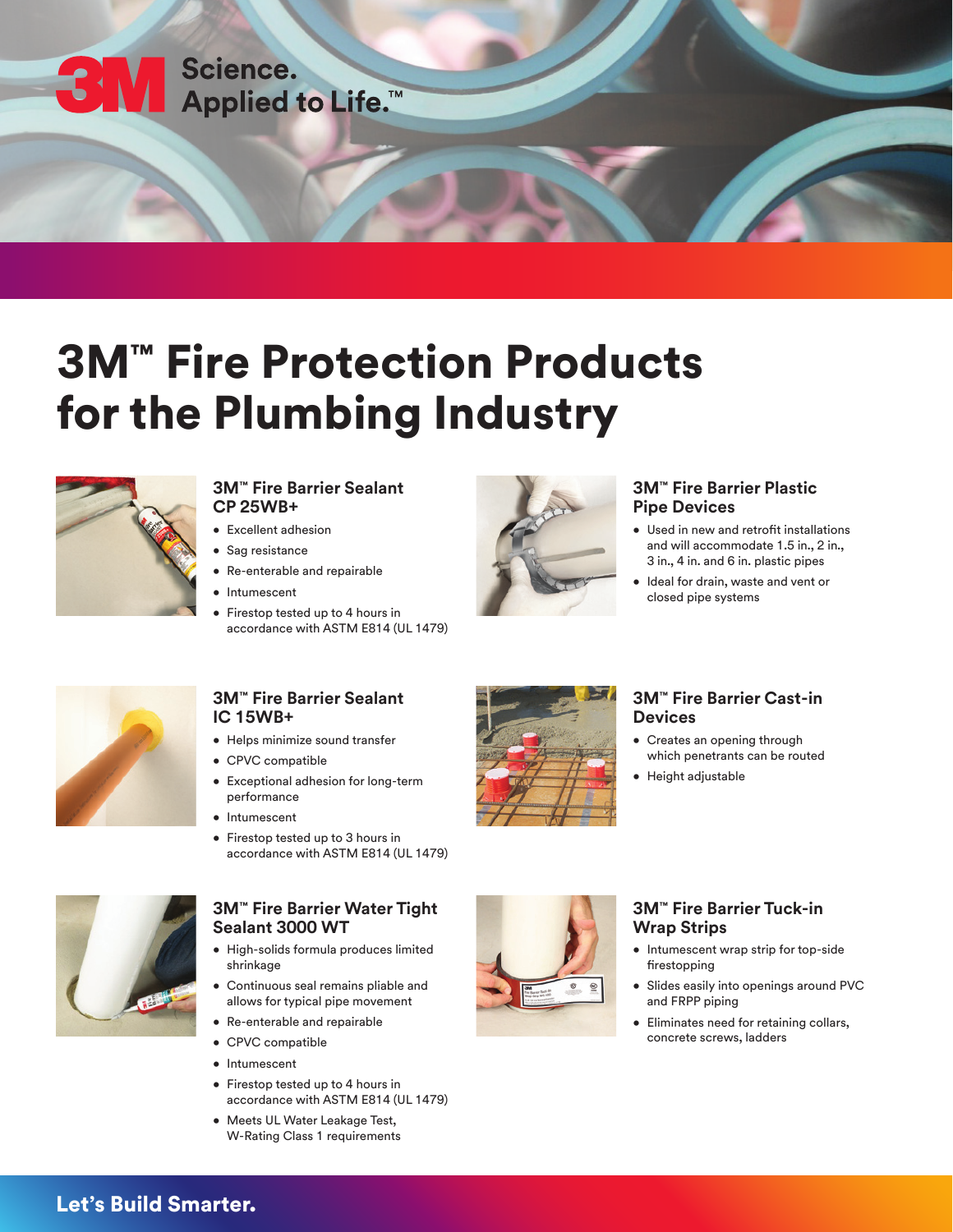3M Science. Applied to Life.™

# 3M™ Fire Protection Products for the Plumbing Industry

## 3M™ Fire Barrier Sealant CP 25WB+

- Excellent adhesion
- Sag resistance
- Re-enterable and repairable
- Intumescent
- Firestop tested up to 4 hours in accordance with ASTM E814 (UL 1479)

## 3M™ Fire Barrier Plastic Pipe Devices

- Used in new and retrofit installations and will accommodate 1.5 in., 2 in., 3 in., 4 in. and 6 in. plastic pipes
- Ideal for drain, waste and vent or closed pipe systems

## 3M™ Fire Barrier Sealant IC 15WB+

- Helps minimize sound transfer
- CPVC compatible
- Exceptional adhesion for long-term performance
- Intumescent
- Firestop tested up to 3 hours in accordance with ASTM E814 (UL 1479)

## 3M™ Fire Barrier Cast-in Devices

- Creates an opening through which penetrants can be routed
- Height adjustable

## 3M™ Fire Barrier Water Tight Sealant 3000 WT

- High-solids formula produces limited shrinkage
- Continuous seal remains pliable and allows for typical pipe movement
- Re-enterable and repairable
- CPVC compatible
- Intumescent
- Firestop tested up to 4 hours in accordance with ASTM E814 (UL 1479)
- Meets UL Water Leakage Test, W-Rating Class 1 requirements

## 3M™ Fire Barrier Tuck-in Wrap Strips

- Intumescent wrap strip for top-side firestopping
- Slides easily into openings around PVC and FRPP piping
- Eliminates need for retaining collars, concrete screws, ladders

**Let's Build Smarter.**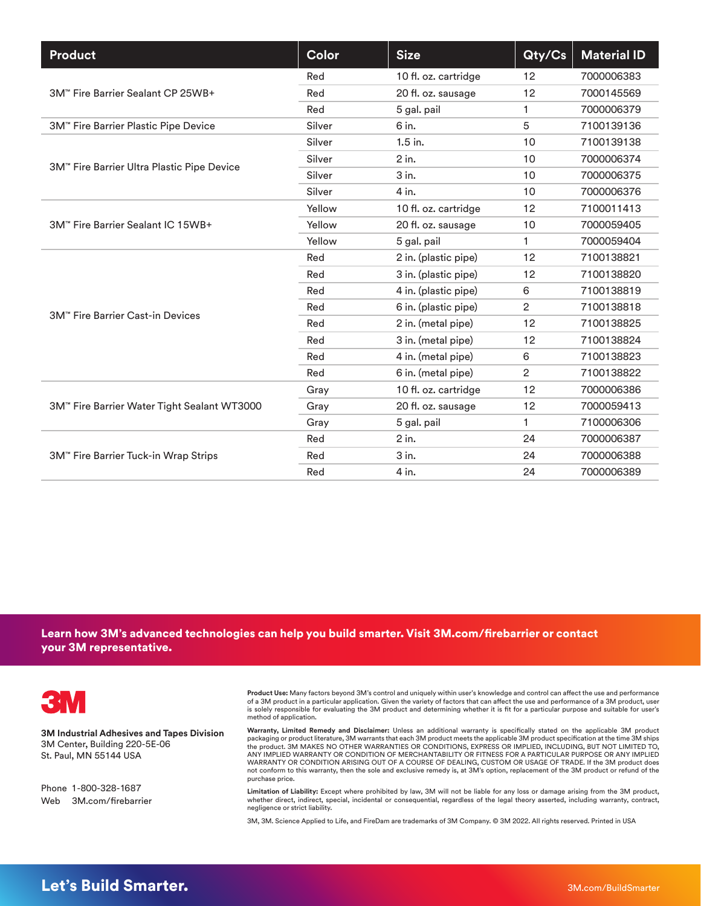| Product | Color | Size | Qty/Cs | Material ID |
|---|---|---|---|---|
| 3M™ Fire Barrier Sealant CP 25WB+ | Red | 10 fl. oz. cartridge | 12 | 7000006383 |
| | Red | 20 fl. oz. sausage | 12 | 7000145569 |
| | Red | 5 gal. pail | 1 | 7000006379 |
| 3M™ Fire Barrier Plastic Pipe Device | Silver | 6 in. | 5 | 7100139136 |
| 3M™ Fire Barrier Ultra Plastic Pipe Device | Silver | 1.5 in. | 10 | 7100139138 |
| | Silver | 2 in. | 10 | 7000006374 |
| | Silver | 3 in. | 10 | 7000006375 |
| | Silver | 4 in. | 10 | 7000006376 |
| 3M™ Fire Barrier Sealant IC 15WB+ | Yellow | 10 fl. oz. cartridge | 12 | 7100011413 |
| | Yellow | 20 fl. oz. sausage | 10 | 7000059405 |
| | Yellow | 5 gal. pail | 1 | 7000059404 |
| 3M™ Fire Barrier Cast-in Devices | Red | 2 in. (plastic pipe) | 12 | 7100138821 |
| | Red | 3 in. (plastic pipe) | 12 | 7100138820 |
| | Red | 4 in. (plastic pipe) | 6 | 7100138819 |
| | Red | 6 in. (plastic pipe) | 2 | 7100138818 |
| | Red | 2 in. (metal pipe) | 12 | 7100138825 |
| | Red | 3 in. (metal pipe) | 12 | 7100138824 |
| | Red | 4 in. (metal pipe) | 6 | 7100138823 |
| | Red | 6 in. (metal pipe) | 2 | 7100138822 |
| 3M™ Fire Barrier Water Tight Sealant WT3000 | Gray | 10 fl. oz. cartridge | 12 | 7000006386 |
| | Gray | 20 fl. oz. sausage | 12 | 7000059413 |
| | Gray | 5 gal. pail | 1 | 7100006306 |
| 3M™ Fire Barrier Tuck-in Wrap Strips | Red | 2 in. | 24 | 7000006387 |
| | Red | 3 in. | 24 | 7000006388 |
| | Red | 4 in. | 24 | 7000006389 |

**Learn how 3M's advanced technologies can help you build smarter. Visit 3M.com/firebarrier or contact your 3M representative.**

**3M Industrial Adhesives and Tapes Division**
3M Center, Building 220-5E-06
St. Paul, MN 55144 USA

Phone 1-800-328-1687
Web 3M.com/firebarrier

**Product Use:** Many factors beyond 3M's control and uniquely within user's knowledge and control can affect the use and performance of a 3M product in a particular application. Given the variety of factors that can affect the use and performance of a 3M product, user is solely responsible for evaluating the 3M product and determining whether it is fit for a particular purpose and suitable for user's method of application.

**Warranty, Limited Remedy and Disclaimer:** Unless an additional warranty is specifically stated on the applicable 3M product packaging or product literature, 3M warrants that each 3M product meets the applicable 3M product specification at the time 3M ships the product. 3M MAKES NO OTHER WARRANTIES OR CONDITIONS, EXPRESS OR IMPLIED, INCLUDING, BUT NOT LIMITED TO, ANY IMPLIED WARRANTY OR CONDITION OF MERCHANTABILITY OR FITNESS FOR A PARTICULAR PURPOSE OR ANY IMPLIED WARRANTY OR CONDITION ARISING OUT OF A COURSE OF DEALING, CUSTOM OR USAGE OF TRADE. If the 3M product does not conform to this warranty, then the sole and exclusive remedy is, at 3M's option, replacement of the 3M product or refund of the purchase price.

**Limitation of Liability:** Except where prohibited by law, 3M will not be liable for any loss or damage arising from the 3M product, whether direct, indirect, special, incidental or consequential, regardless of the legal theory asserted, including warranty, contract, negligence or strict liability.

3M, 3M. Science Applied to Life, and FireDam are trademarks of 3M Company. © 3M 2022. All rights reserved. Printed in USA

**Let's Build Smarter.**

3M.com/BuildSmarter